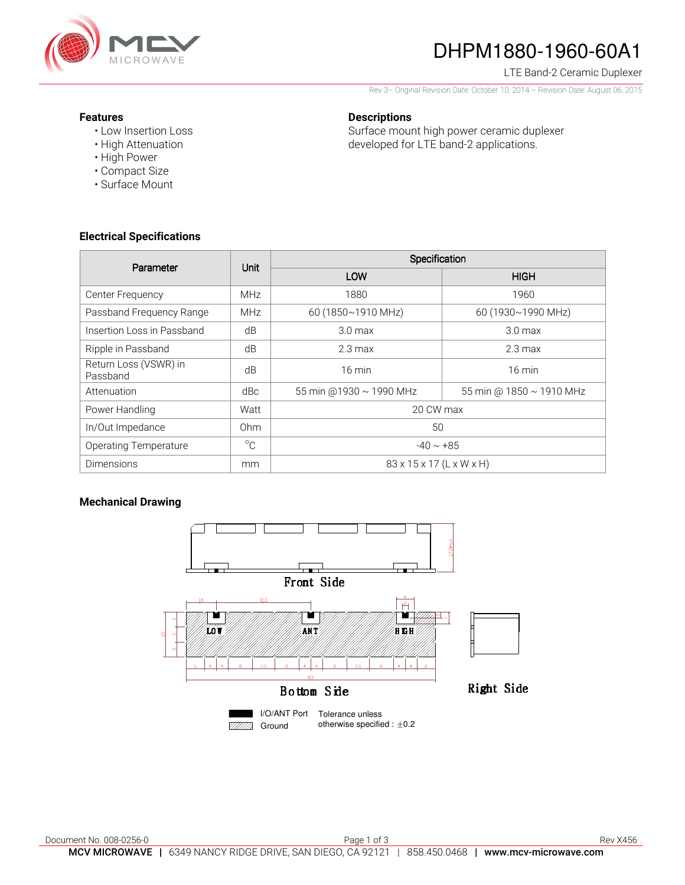# DHPM1880-1960-60A1

LTE Band-2 Ceramic Duplexer

Rev 3– Original Revision Date: October 10, 2014 – Revision Date: August 06, 2015

### Features

- Low Insertion Loss
- High Attenuation
- High Power
- Compact Size
- Surface Mount

### Descriptions

Surface mount high power ceramic duplexer developed for LTE band-2 applications.

### Electrical Specifications

| Parameter | Unit | Specification | |
|---|---|---|---|
| | | LOW | HIGH |
| Center Frequency | MHz | 1880 | 1960 |
| Passband Frequency Range | MHz | 60 (1850~1910 MHz) | 60 (1930~1990 MHz) |
| Insertion Loss in Passband | dB | 3.0 max | 3.0 max |
| Ripple in Passband | dB | 2.3 max | 2.3 max |
| Return Loss (VSWR) in Passband | dB | 16 min | 16 min |
| Attenuation | dBc | 55 min @1930 ~ 1990 MHz | 55 min @ 1850 ~ 1910 MHz |
| Power Handling | Watt | 20 CW max | |
| In/Out Impedance | Ohm | 50 | |
| Operating Temperature | °C | -40 ~ +85 | |
| Dimensions | mm | 83 x 15 x 17 (L x W x H) | |

### Mechanical Drawing

Front Side

Bottom Side

Right Side

I/O/ANT Port

Ground

Tolerance unless otherwise specified : ±0.2

Document No. 008-0256-0

Rev X456

**MCV MICROWAVE** | 6349 NANCY RIDGE DRIVE, SAN DIEGO, CA 92121 | 858.450.0468 | **www.mcv-microwave.com**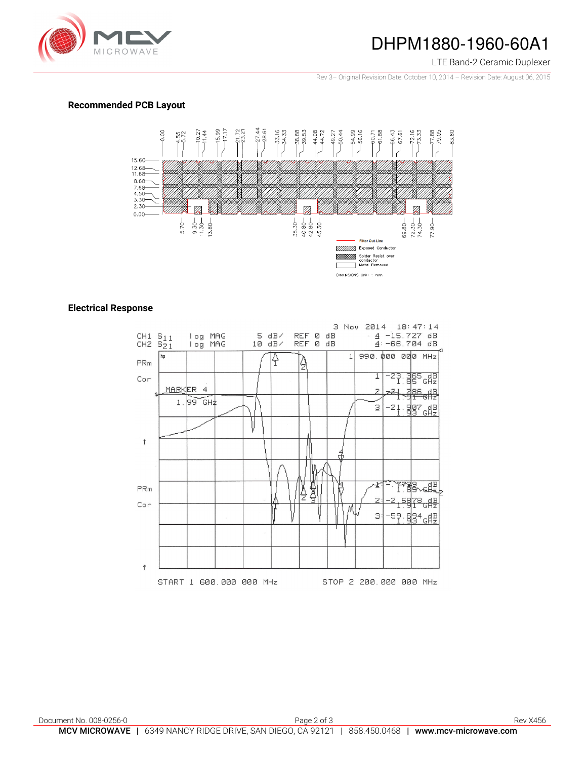## Recommended PCB Layout

## Electrical Response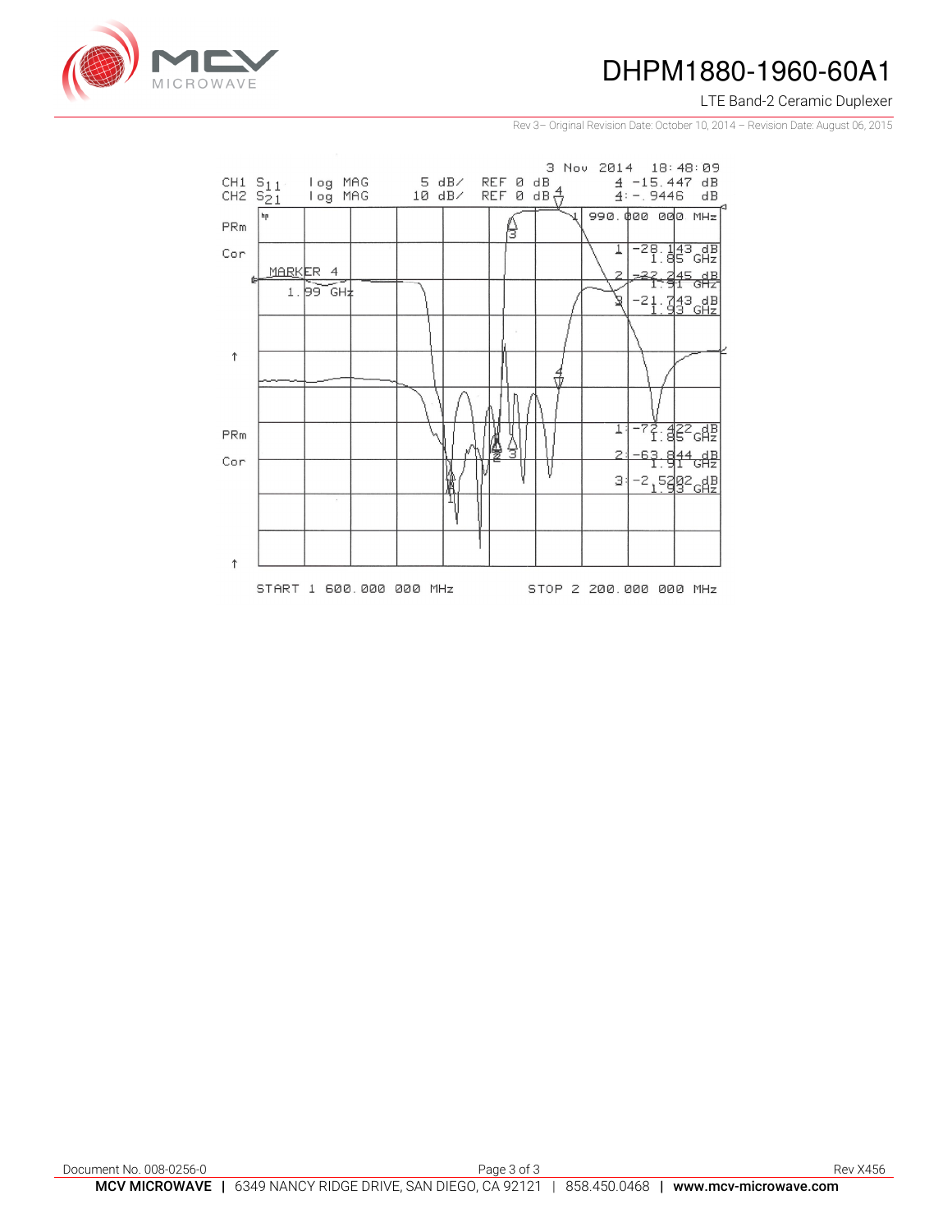# DHPM1880-1960-60A1

LTE Band-2 Ceramic Duplexer

Rev 3– Original Revision Date: October 10, 2014 – Revision Date: August 06, 2015

3 Nov 2014 18:48:09

CH1 $S_{11}$ log MAG 5 dB/ REF 0 dB 4 -15.447 dB

CH2 $S_{21}$ log MAG 10 dB/ REF 0 dB 4: -.9446 dB

PRm

Cor

1 990.000 000 MHz

MARKER 4

1.99 GHz

1 -28.143 dB 1.85 GHz

2 -22.245 dB 1.91 GHz

3 -21.743 dB 1.93 GHz

1 -72.422 dB 1.85 GHz

2 -63.844 dB 1.91 GHz

3 -2.5202 dB 1.93 GHz

START 1 600.000 000 MHz STOP 2 200.000 000 MHz

Document No. 008-0256-0

Rev X456

**MCV MICROWAVE** | 6349 NANCY RIDGE DRIVE, SAN DIEGO, CA 92121 | 858.450.0468 | **www.mcv-microwave.com**